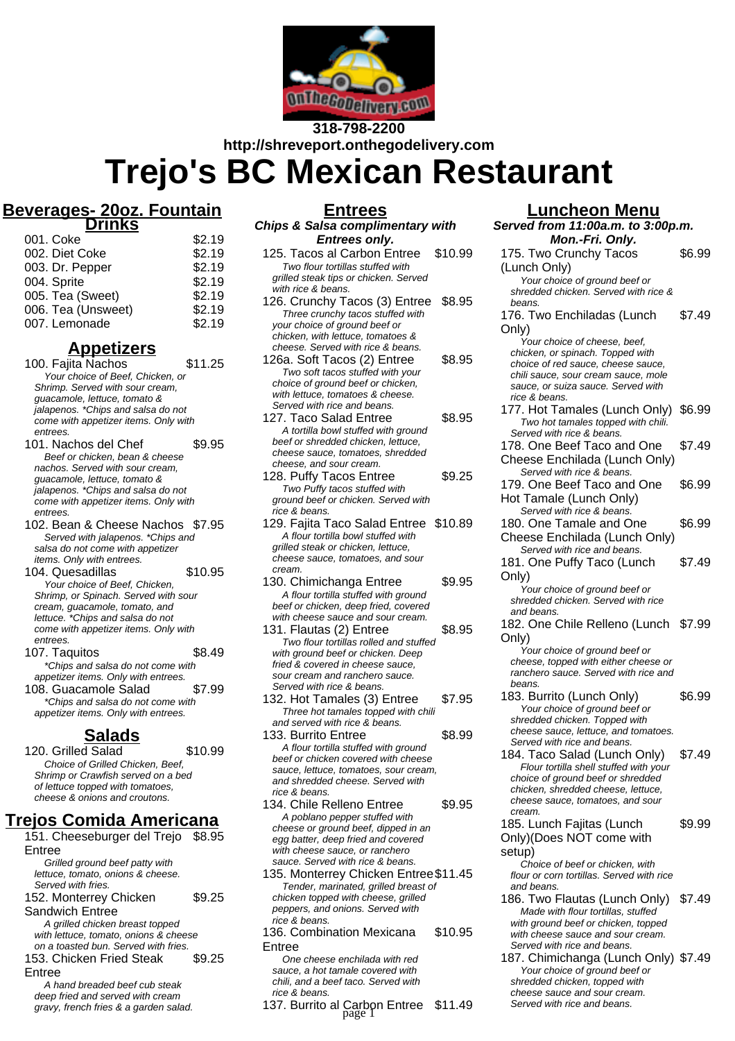318-798-2200

http://shreveport.onthegodelivery.com

# Trejo's BC Mexican Restaurant

## Beverages- 20oz. Fountain Drinks

| Item | Price |
|---|---|
| 001. Coke | $2.19 |
| 002. Diet Coke | $2.19 |
| 003. Dr. Pepper | $2.19 |
| 004. Sprite | $2.19 |
| 005. Tea (Sweet) | $2.19 |
| 006. Tea (Unsweet) | $2.19 |
| 007. Lemonade | $2.19 |

## Appetizers

**100. Fajita Nachos** — $11.25
*Your choice of Beef, Chicken, or Shrimp. Served with sour cream, guacamole, lettuce, tomato & jalapenos. *Chips and salsa do not come with appetizer items. Only with entrees.*

**101. Nachos del Chef** — $9.95
*Beef or chicken, bean & cheese nachos. Served with sour cream, guacamole, lettuce, tomato & jalapenos. *Chips and salsa do not come with appetizer items. Only with entrees.*

**102. Bean & Cheese Nachos** — $7.95
*Served with jalapenos. *Chips and salsa do not come with appetizer items. Only with entrees.*

**104. Quesadillas** — $10.95
*Your choice of Beef, Chicken, Shrimp, or Spinach. Served with sour cream, guacamole, tomato, and lettuce. *Chips and salsa do not come with appetizer items. Only with entrees.*

**107. Taquitos** — $8.49
**Chips and salsa do not come with appetizer items. Only with entrees.*

**108. Guacamole Salad** — $7.99
**Chips and salsa do not come with appetizer items. Only with entrees.*

## Salads

**120. Grilled Salad** — $10.99
*Choice of Grilled Chicken, Beef, Shrimp or Crawfish served on a bed of lettuce topped with tomatoes, cheese & onions and croutons.*

## Trejos Comida Americana

**151. Cheeseburger del Trejo Entree** — $8.95
*Grilled ground beef patty with lettuce, tomato, onions & cheese. Served with fries.*

**152. Monterrey Chicken Sandwich Entree** — $9.25
*A grilled chicken breast topped with lettuce, tomato, onions & cheese on a toasted bun. Served with fries.*

**153. Chicken Fried Steak Entree** — $9.25
*A hand breaded beef cub steak deep fried and served with cream gravy, french fries & a garden salad.*

## Entrees

***Chips & Salsa complimentary with Entrees only.***

**125. Tacos al Carbon Entree** — $10.99
*Two flour tortillas stuffed with grilled steak tips or chicken. Served with rice & beans.*

**126. Crunchy Tacos (3) Entree** — $8.95
*Three crunchy tacos stuffed with your choice of ground beef or chicken, with lettuce, tomatoes & cheese. Served with rice & beans.*

**126a. Soft Tacos (2) Entree** — $8.95
*Two soft tacos stuffed with your choice of ground beef or chicken, with lettuce, tomatoes & cheese. Served with rice and beans.*

**127. Taco Salad Entree** — $8.95
*A tortilla bowl stuffed with ground beef or shredded chicken, lettuce, cheese sauce, tomatoes, shredded cheese, and sour cream.*

**128. Puffy Tacos Entree** — $9.25
*Two Puffy tacos stuffed with ground beef or chicken. Served with rice & beans.*

**129. Fajita Taco Salad Entree** — $10.89
*A flour tortilla bowl stuffed with grilled steak or chicken, lettuce, cheese sauce, tomatoes, and sour cream.*

**130. Chimichanga Entree** — $9.95
*A flour tortilla stuffed with ground beef or chicken, deep fried, covered with cheese sauce and sour cream.*

**131. Flautas (2) Entree** — $8.95
*Two flour tortillas rolled and stuffed with ground beef or chicken. Deep fried & covered in cheese sauce, sour cream and ranchero sauce. Served with rice & beans.*

**132. Hot Tamales (3) Entree** — $7.95
*Three hot tamales topped with chili and served with rice & beans.*

**133. Burrito Entree** — $8.99
*A flour tortilla stuffed with ground beef or chicken covered with cheese sauce, lettuce, tomatoes, sour cream, and shredded cheese. Served with rice & beans.*

**134. Chile Relleno Entree** — $9.95
*A poblano pepper stuffed with cheese or ground beef, dipped in an egg batter, deep fried and covered with cheese sauce, or ranchero sauce. Served with rice & beans.*

**135. Monterrey Chicken Entree** — $11.45
*Tender, marinated, grilled breast of chicken topped with cheese, grilled peppers, and onions. Served with rice & beans.*

**136. Combination Mexicana Entree** — $10.95
*One cheese enchilada with red sauce, a hot tamale covered with chili, and a beef taco. Served with rice & beans.*

**137. Burrito al Carbon Entree** — $11.49

## Luncheon Menu

***Served from 11:00a.m. to 3:00p.m. Mon.-Fri. Only.***

**175. Two Crunchy Tacos (Lunch Only)** — $6.99
*Your choice of ground beef or shredded chicken. Served with rice & beans.*

**176. Two Enchiladas (Lunch Only)** — $7.49
*Your choice of cheese, beef, chicken, or spinach. Topped with choice of red sauce, cheese sauce, chili sauce, sour cream sauce, mole sauce, or suiza sauce. Served with rice & beans.*

**177. Hot Tamales (Lunch Only)** — $6.99
*Two hot tamales topped with chili. Served with rice & beans.*

**178. One Beef Taco and One Cheese Enchilada (Lunch Only)** — $7.49
*Served with rice & beans.*

**179. One Beef Taco and One Hot Tamale (Lunch Only)** — $6.99
*Served with rice & beans.*

**180. One Tamale and One Cheese Enchilada (Lunch Only)** — $6.99
*Served with rice and beans.*

**181. One Puffy Taco (Lunch Only)** — $7.49
*Your choice of ground beef or shredded chicken. Served with rice and beans.*

**182. One Chile Relleno (Lunch Only)** — $7.99
*Your choice of ground beef or cheese, topped with either cheese or ranchero sauce. Served with rice and beans.*

**183. Burrito (Lunch Only)** — $6.99
*Your choice of ground beef or shredded chicken. Topped with cheese sauce, lettuce, and tomatoes. Served with rice and beans.*

**184. Taco Salad (Lunch Only)** — $7.49
*Flour tortilla shell stuffed with your choice of ground beef or shredded chicken, shredded cheese, lettuce, cheese sauce, tomatoes, and sour cream.*

**185. Lunch Fajitas (Lunch Only)(Does NOT come with setup)** — $9.99
*Choice of beef or chicken, with flour or corn tortillas. Served with rice and beans.*

**186. Two Flautas (Lunch Only)** — $7.49
*Made with flour tortillas, stuffed with ground beef or chicken, topped with cheese sauce and sour cream. Served with rice and beans.*

**187. Chimichanga (Lunch Only)** — $7.49
*Your choice of ground beef or shredded chicken, topped with cheese sauce and sour cream. Served with rice and beans.*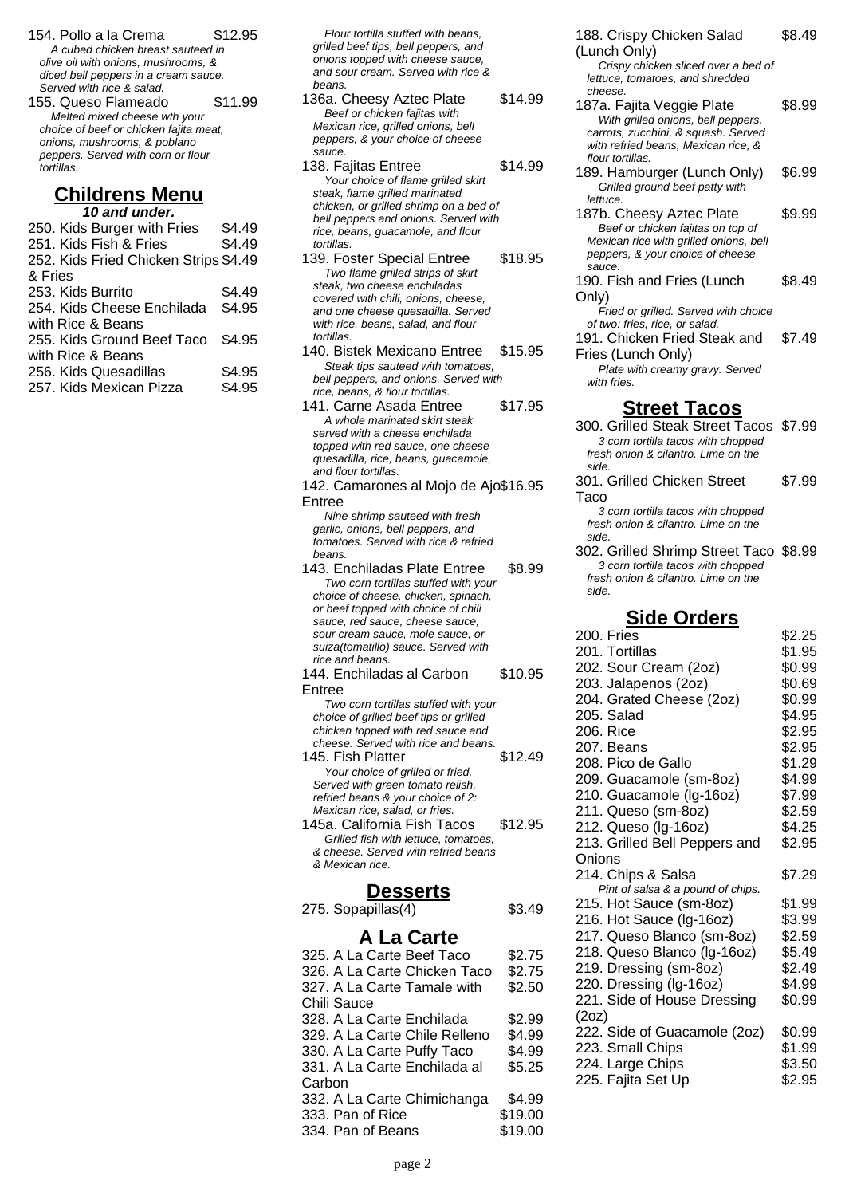154. Pollo a la Crema $12.95
*A cubed chicken breast sauteed in olive oil with onions, mushrooms, & diced bell peppers in a cream sauce. Served with rice & salad.*

155. Queso Flameado $11.99
*Melted mixed cheese wth your choice of beef or chicken fajita meat, onions, mushrooms, & poblano peppers. Served with corn or flour tortillas.*

## Childrens Menu

***10 and under.***

| | |
|---|---|
| 250. Kids Burger with Fries | $4.49 |
| 251. Kids Fish & Fries | $4.49 |
| 252. Kids Fried Chicken Strips & Fries | $4.49 |
| 253. Kids Burrito | $4.49 |
| 254. Kids Cheese Enchilada with Rice & Beans | $4.95 |
| 255. Kids Ground Beef Taco with Rice & Beans | $4.95 |
| 256. Kids Quesadillas | $4.95 |
| 257. Kids Mexican Pizza | $4.95 |

*Flour tortilla stuffed with beans, grilled beef tips, bell peppers, and onions topped with cheese sauce, and sour cream. Served with rice & beans.*

136a. Cheesy Aztec Plate $14.99
*Beef or chicken fajitas with Mexican rice, grilled onions, bell peppers, & your choice of cheese sauce.*

138. Fajitas Entree $14.99
*Your choice of flame grilled skirt steak, flame grilled marinated chicken, or grilled shrimp on a bed of bell peppers and onions. Served with rice, beans, guacamole, and flour tortillas.*

139. Foster Special Entree $18.95
*Two flame grilled strips of skirt steak, two cheese enchiladas covered with chili, onions, cheese, and one cheese quesadilla. Served with rice, beans, salad, and flour tortillas.*

140. Bistek Mexicano Entree $15.95
*Steak tips sauteed with tomatoes, bell peppers, and onions. Served with rice, beans, & flour tortillas.*

141. Carne Asada Entree $17.95
*A whole marinated skirt steak served with a cheese enchilada topped with red sauce, one cheese quesadilla, rice, beans, guacamole, and flour tortillas.*

142. Camarones al Mojo de Ajo Entree $16.95
*Nine shrimp sauteed with fresh garlic, onions, bell peppers, and tomatoes. Served with rice & refried beans.*

143. Enchiladas Plate Entree $8.99
*Two corn tortillas stuffed with your choice of cheese, chicken, spinach, or beef topped with choice of chili sauce, red sauce, cheese sauce, sour cream sauce, mole sauce, or suiza(tomatillo) sauce. Served with rice and beans.*

144. Enchiladas al Carbon Entree $10.95
*Two corn tortillas stuffed with your choice of grilled beef tips or grilled chicken topped with red sauce and cheese. Served with rice and beans.*

145. Fish Platter $12.49
*Your choice of grilled or fried. Served with green tomato relish, refried beans & your choice of 2: Mexican rice, salad, or fries.*

145a. California Fish Tacos $12.95
*Grilled fish with lettuce, tomatoes, & cheese. Served with refried beans & Mexican rice.*

## Desserts

| | |
|---|---|
| 275. Sopapillas(4) | $3.49 |

## A La Carte

| | |
|---|---|
| 325. A La Carte Beef Taco | $2.75 |
| 326. A La Carte Chicken Taco | $2.75 |
| 327. A La Carte Tamale with Chili Sauce | $2.50 |
| 328. A La Carte Enchilada | $2.99 |
| 329. A La Carte Chile Relleno | $4.99 |
| 330. A La Carte Puffy Taco | $4.99 |
| 331. A La Carte Enchilada al Carbon | $5.25 |
| 332. A La Carte Chimichanga | $4.99 |
| 333. Pan of Rice | $19.00 |
| 334. Pan of Beans | $19.00 |

188. Crispy Chicken Salad (Lunch Only) $8.49
*Crispy chicken sliced over a bed of lettuce, tomatoes, and shredded cheese.*

187a. Fajita Veggie Plate $8.99
*With grilled onions, bell peppers, carrots, zucchini, & squash. Served with refried beans, Mexican rice, & flour tortillas.*

189. Hamburger (Lunch Only) $6.99
*Grilled ground beef patty with lettuce.*

187b. Cheesy Aztec Plate $9.99
*Beef or chicken fajitas on top of Mexican rice with grilled onions, bell peppers, & your choice of cheese sauce.*

190. Fish and Fries (Lunch Only) $8.49
*Fried or grilled. Served with choice of two: fries, rice, or salad.*

191. Chicken Fried Steak and Fries (Lunch Only) $7.49
*Plate with creamy gravy. Served with fries.*

## Street Tacos

300. Grilled Steak Street Tacos $7.99
*3 corn tortilla tacos with chopped fresh onion & cilantro. Lime on the side.*

301. Grilled Chicken Street Taco $7.99
*3 corn tortilla tacos with chopped fresh onion & cilantro. Lime on the side.*

302. Grilled Shrimp Street Taco $8.99
*3 corn tortilla tacos with chopped fresh onion & cilantro. Lime on the side.*

## Side Orders

| | |
|---|---|
| 200. Fries | $2.25 |
| 201. Tortillas | $1.95 |
| 202. Sour Cream (2oz) | $0.99 |
| 203. Jalapenos (2oz) | $0.69 |
| 204. Grated Cheese (2oz) | $0.99 |
| 205. Salad | $4.95 |
| 206. Rice | $2.95 |
| 207. Beans | $2.95 |
| 208. Pico de Gallo | $1.29 |
| 209. Guacamole (sm-8oz) | $4.99 |
| 210. Guacamole (lg-16oz) | $7.99 |
| 211. Queso (sm-8oz) | $2.59 |
| 212. Queso (lg-16oz) | $4.25 |
| 213. Grilled Bell Peppers and Onions | $2.95 |
| 214. Chips & Salsa *Pint of salsa & a pound of chips.* | $7.29 |
| 215. Hot Sauce (sm-8oz) | $1.99 |
| 216. Hot Sauce (lg-16oz) | $3.99 |
| 217. Queso Blanco (sm-8oz) | $2.59 |
| 218. Queso Blanco (lg-16oz) | $5.49 |
| 219. Dressing (sm-8oz) | $2.49 |
| 220. Dressing (lg-16oz) | $4.99 |
| 221. Side of House Dressing (2oz) | $0.99 |
| 222. Side of Guacamole (2oz) | $0.99 |
| 223. Small Chips | $1.99 |
| 224. Large Chips | $3.50 |
| 225. Fajita Set Up | $2.95 |